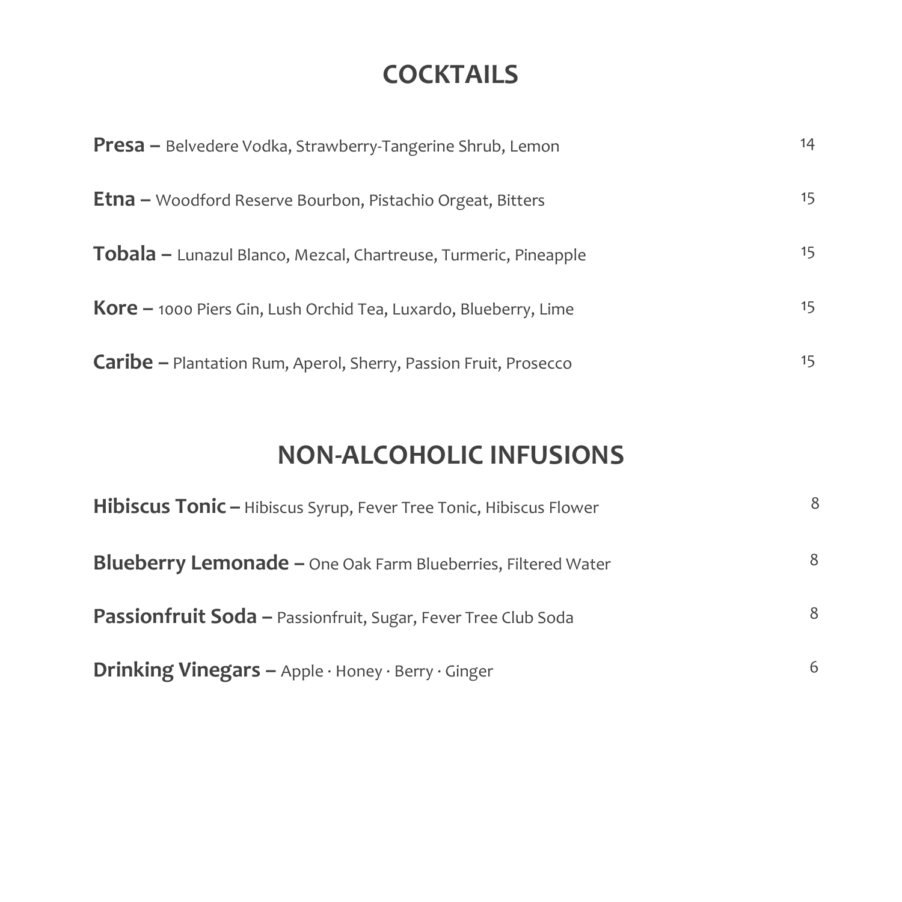# COCKTAILS

**Presa –** Belvedere Vodka, Strawberry-Tangerine Shrub, Lemon 14

**Etna –** Woodford Reserve Bourbon, Pistachio Orgeat, Bitters 15

**Tobala –** Lunazul Blanco, Mezcal, Chartreuse, Turmeric, Pineapple 15

**Kore –** 1000 Piers Gin, Lush Orchid Tea, Luxardo, Blueberry, Lime 15

**Caribe –** Plantation Rum, Aperol, Sherry, Passion Fruit, Prosecco 15

# NON-ALCOHOLIC INFUSIONS

**Hibiscus Tonic –** Hibiscus Syrup, Fever Tree Tonic, Hibiscus Flower 8

**Blueberry Lemonade –** One Oak Farm Blueberries, Filtered Water 8

**Passionfruit Soda –** Passionfruit, Sugar, Fever Tree Club Soda 8

**Drinking Vinegars –** Apple · Honey · Berry · Ginger 6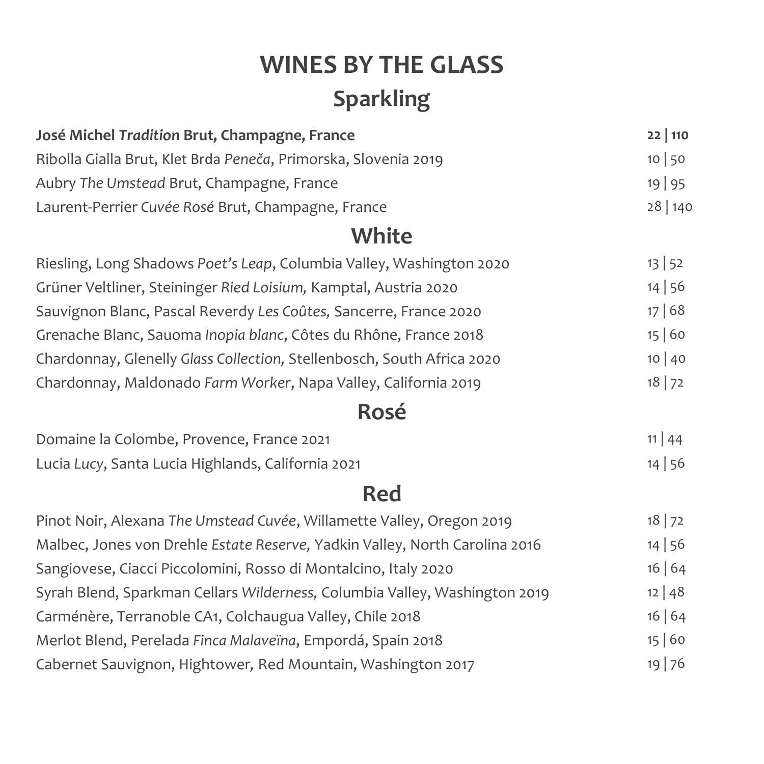# WINES BY THE GLASS

## Sparkling

| | |
|---|---|
| **José Michel *Tradition* Brut, Champagne, France** | **22 \| 110** |
| Ribolla Gialla Brut, Klet Brda *Peneča*, Primorska, Slovenia 2019 | 10 \| 50 |
| Aubry *The Umstead* Brut, Champagne, France | 19 \| 95 |
| Laurent-Perrier *Cuvée Rosé* Brut, Champagne, France | 28 \| 140 |

## White

| | |
|---|---|
| Riesling, Long Shadows *Poet's Leap*, Columbia Valley, Washington 2020 | 13 \| 52 |
| Grüner Veltliner, Steininger *Ried Loisium,* Kamptal, Austria 2020 | 14 \| 56 |
| Sauvignon Blanc, Pascal Reverdy *Les Coûtes,* Sancerre, France 2020 | 17 \| 68 |
| Grenache Blanc, Sauoma *Inopia blanc*, Côtes du Rhône, France 2018 | 15 \| 60 |
| Chardonnay, Glenelly *Glass Collection,* Stellenbosch, South Africa 2020 | 10 \| 40 |
| Chardonnay, Maldonado *Farm Worker*, Napa Valley, California 2019 | 18 \| 72 |

## Rosé

| | |
|---|---|
| Domaine la Colombe, Provence, France 2021 | 11 \| 44 |
| Lucia *Lucy*, Santa Lucia Highlands, California 2021 | 14 \| 56 |

## Red

| | |
|---|---|
| Pinot Noir, Alexana *The Umstead Cuvée*, Willamette Valley, Oregon 2019 | 18 \| 72 |
| Malbec, Jones von Drehle *Estate Reserve,* Yadkin Valley, North Carolina 2016 | 14 \| 56 |
| Sangiovese, Ciacci Piccolomini, Rosso di Montalcino, Italy 2020 | 16 \| 64 |
| Syrah Blend, Sparkman Cellars *Wilderness,* Columbia Valley, Washington 2019 | 12 \| 48 |
| Carménère, Terranoble CA1, Colchaugua Valley, Chile 2018 | 16 \| 64 |
| Merlot Blend, Perelada *Finca Malaveïna*, Empordá, Spain 2018 | 15 \| 60 |
| Cabernet Sauvignon, Hightower, Red Mountain, Washington 2017 | 19 \| 76 |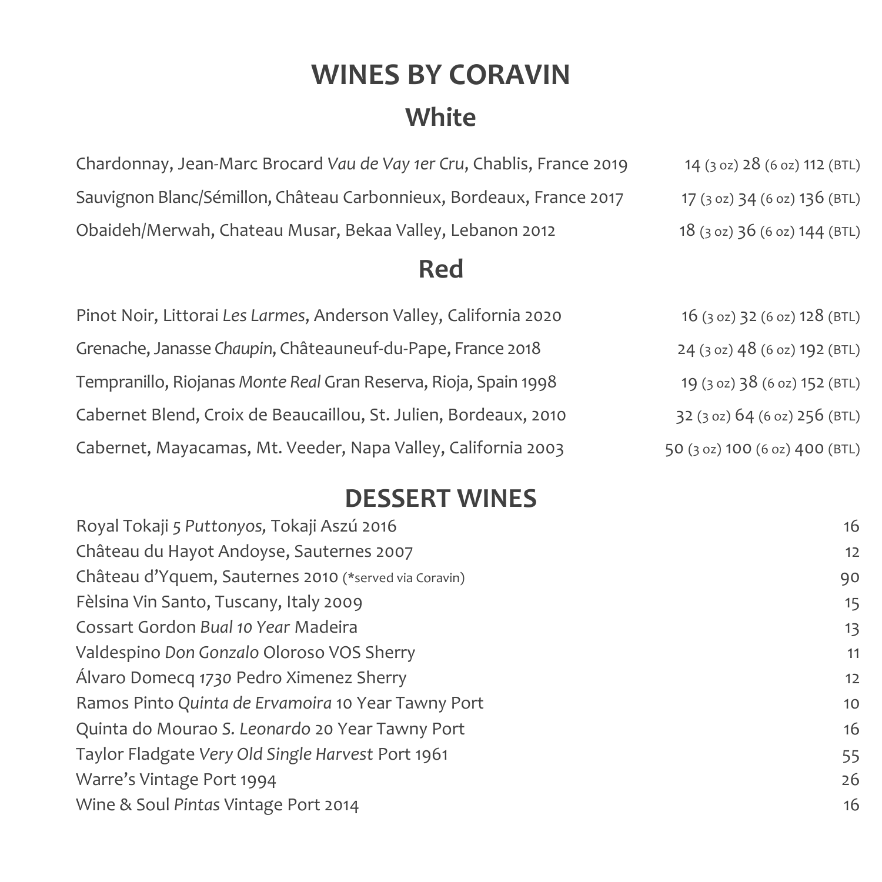# WINES BY CORAVIN

## White

| Wine | Price |
| --- | --- |
| Chardonnay, Jean-Marc Brocard *Vau de Vay 1er Cru*, Chablis, France 2019 | 14 (3 oz) 28 (6 oz) 112 (BTL) |
| Sauvignon Blanc/Sémillon, Château Carbonnieux, Bordeaux, France 2017 | 17 (3 oz) 34 (6 oz) 136 (BTL) |
| Obaideh/Merwah, Chateau Musar, Bekaa Valley, Lebanon 2012 | 18 (3 oz) 36 (6 oz) 144 (BTL) |

## Red

| Wine | Price |
| --- | --- |
| Pinot Noir, Littorai *Les Larmes*, Anderson Valley, California 2020 | 16 (3 oz) 32 (6 oz) 128 (BTL) |
| Grenache, Janasse *Chaupin*, Châteauneuf-du-Pape, France 2018 | 24 (3 oz) 48 (6 oz) 192 (BTL) |
| Tempranillo, Riojanas *Monte Real* Gran Reserva, Rioja, Spain 1998 | 19 (3 oz) 38 (6 oz) 152 (BTL) |
| Cabernet Blend, Croix de Beaucaillou, St. Julien, Bordeaux, 2010 | 32 (3 oz) 64 (6 oz) 256 (BTL) |
| Cabernet, Mayacamas, Mt. Veeder, Napa Valley, California 2003 | 50 (3 oz) 100 (6 oz) 400 (BTL) |

# DESSERT WINES

| Wine | Price |
| --- | --- |
| Royal Tokaji *5 Puttonyos,* Tokaji Aszú 2016 | 16 |
| Château du Hayot Andoyse, Sauternes 2007 | 12 |
| Château d'Yquem, Sauternes 2010 (*served via Coravin) | 90 |
| Fèlsina Vin Santo, Tuscany, Italy 2009 | 15 |
| Cossart Gordon *Bual 10 Year* Madeira | 13 |
| Valdespino *Don Gonzalo* Oloroso VOS Sherry | 11 |
| Álvaro Domecq *1730* Pedro Ximenez Sherry | 12 |
| Ramos Pinto *Quinta de Ervamoira* 10 Year Tawny Port | 10 |
| Quinta do Mourao *S. Leonardo* 20 Year Tawny Port | 16 |
| Taylor Fladgate *Very Old Single Harvest* Port 1961 | 55 |
| Warre's Vintage Port 1994 | 26 |
| Wine & Soul *Pintas* Vintage Port 2014 | 16 |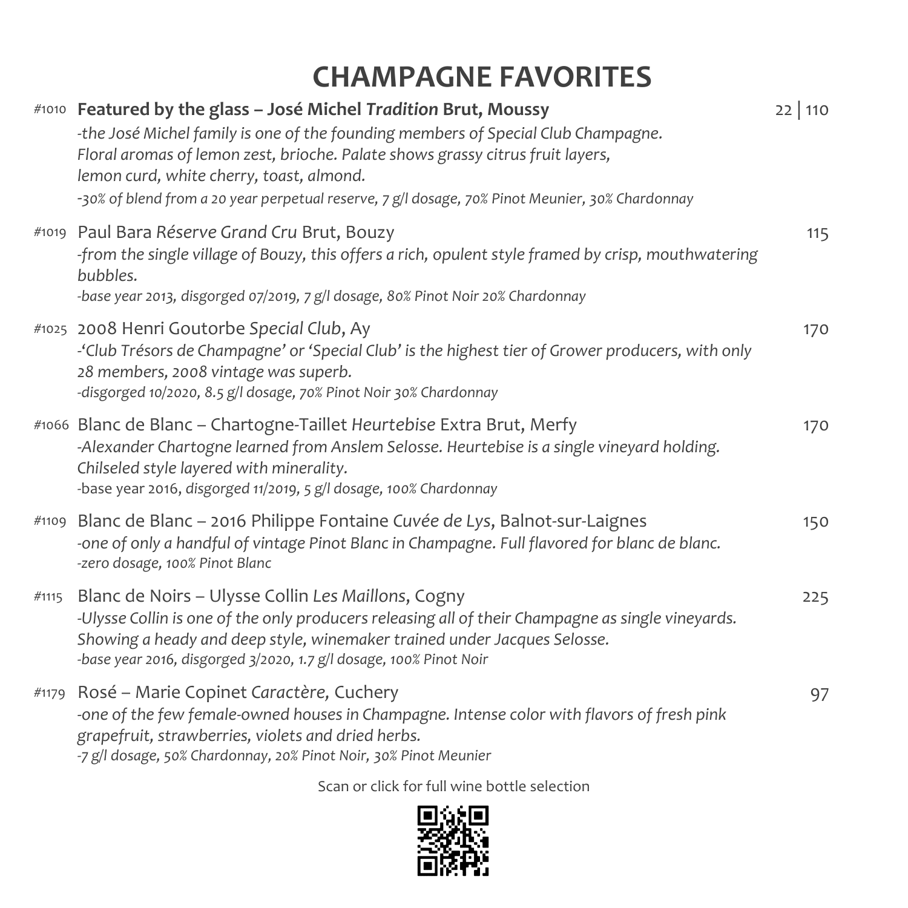# CHAMPAGNE FAVORITES

#1010 **Featured by the glass – José Michel *Tradition* Brut, Moussy** 22 | 110

*-the José Michel family is one of the founding members of Special Club Champagne. Floral aromas of lemon zest, brioche. Palate shows grassy citrus fruit layers, lemon curd, white cherry, toast, almond.*

*-30% of blend from a 20 year perpetual reserve, 7 g/l dosage, 70% Pinot Meunier, 30% Chardonnay*

#1019 Paul Bara *Réserve Grand Cru* Brut, Bouzy 115

*-from the single village of Bouzy, this offers a rich, opulent style framed by crisp, mouthwatering bubbles.*

*-base year 2013, disgorged 07/2019, 7 g/l dosage, 80% Pinot Noir 20% Chardonnay*

#1025 2008 Henri Goutorbe *Special Club*, Ay 170

*-'Club Trésors de Champagne' or 'Special Club' is the highest tier of Grower producers, with only 28 members, 2008 vintage was superb.*

*-disgorged 10/2020, 8.5 g/l dosage, 70% Pinot Noir 30% Chardonnay*

#1066 Blanc de Blanc – Chartogne-Taillet *Heurtebise* Extra Brut, Merfy 170

*-Alexander Chartogne learned from Anslem Selosse. Heurtebise is a single vineyard holding. Chilseled style layered with minerality.*

-base year 2016, *disgorged 11/2019, 5 g/l dosage, 100% Chardonnay*

#1109 Blanc de Blanc – 2016 Philippe Fontaine *Cuvée de Lys*, Balnot-sur-Laignes 150

*-one of only a handful of vintage Pinot Blanc in Champagne. Full flavored for blanc de blanc.*

*-zero dosage, 100% Pinot Blanc*

#1115 Blanc de Noirs – Ulysse Collin *Les Maillons*, Cogny 225

*-Ulysse Collin is one of the only producers releasing all of their Champagne as single vineyards. Showing a heady and deep style, winemaker trained under Jacques Selosse.*

*-base year 2016, disgorged 3/2020, 1.7 g/l dosage, 100% Pinot Noir*

#1179 Rosé – Marie Copinet *Caractère,* Cuchery 97

*-one of the few female-owned houses in Champagne. Intense color with flavors of fresh pink grapefruit, strawberries, violets and dried herbs.*

*-7 g/l dosage, 50% Chardonnay, 20% Pinot Noir, 30% Pinot Meunier*

Scan or click for full wine bottle selection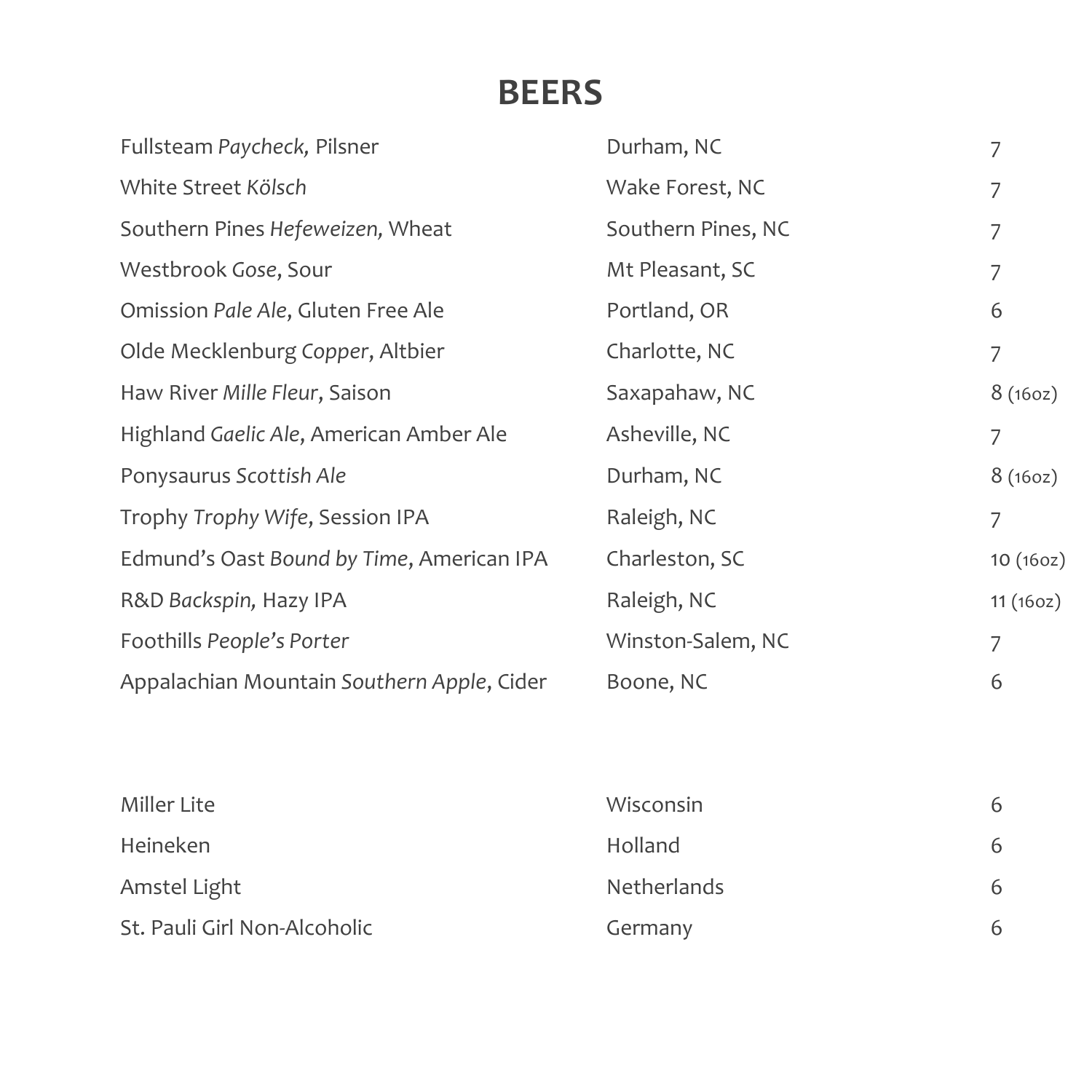# BEERS

| | | |
|---|---|---|
| Fullsteam *Paycheck,* Pilsner | Durham, NC | 7 |
| White Street *Kölsch* | Wake Forest, NC | 7 |
| Southern Pines *Hefeweizen,* Wheat | Southern Pines, NC | 7 |
| Westbrook *Gose*, Sour | Mt Pleasant, SC | 7 |
| Omission *Pale Ale*, Gluten Free Ale | Portland, OR | 6 |
| Olde Mecklenburg *Copper*, Altbier | Charlotte, NC | 7 |
| Haw River *Mille Fleur*, Saison | Saxapahaw, NC | 8 (16oz) |
| Highland *Gaelic Ale*, American Amber Ale | Asheville, NC | 7 |
| Ponysaurus *Scottish Ale* | Durham, NC | 8 (16oz) |
| Trophy *Trophy Wife*, Session IPA | Raleigh, NC | 7 |
| Edmund's Oast *Bound by Time*, American IPA | Charleston, SC | 10 (16oz) |
| R&D *Backspin,* Hazy IPA | Raleigh, NC | 11 (16oz) |
| Foothills *People's Porter* | Winston-Salem, NC | 7 |
| Appalachian Mountain *Southern Apple*, Cider | Boone, NC | 6 |

| | | |
|---|---|---|
| Miller Lite | Wisconsin | 6 |
| Heineken | Holland | 6 |
| Amstel Light | Netherlands | 6 |
| St. Pauli Girl Non-Alcoholic | Germany | 6 |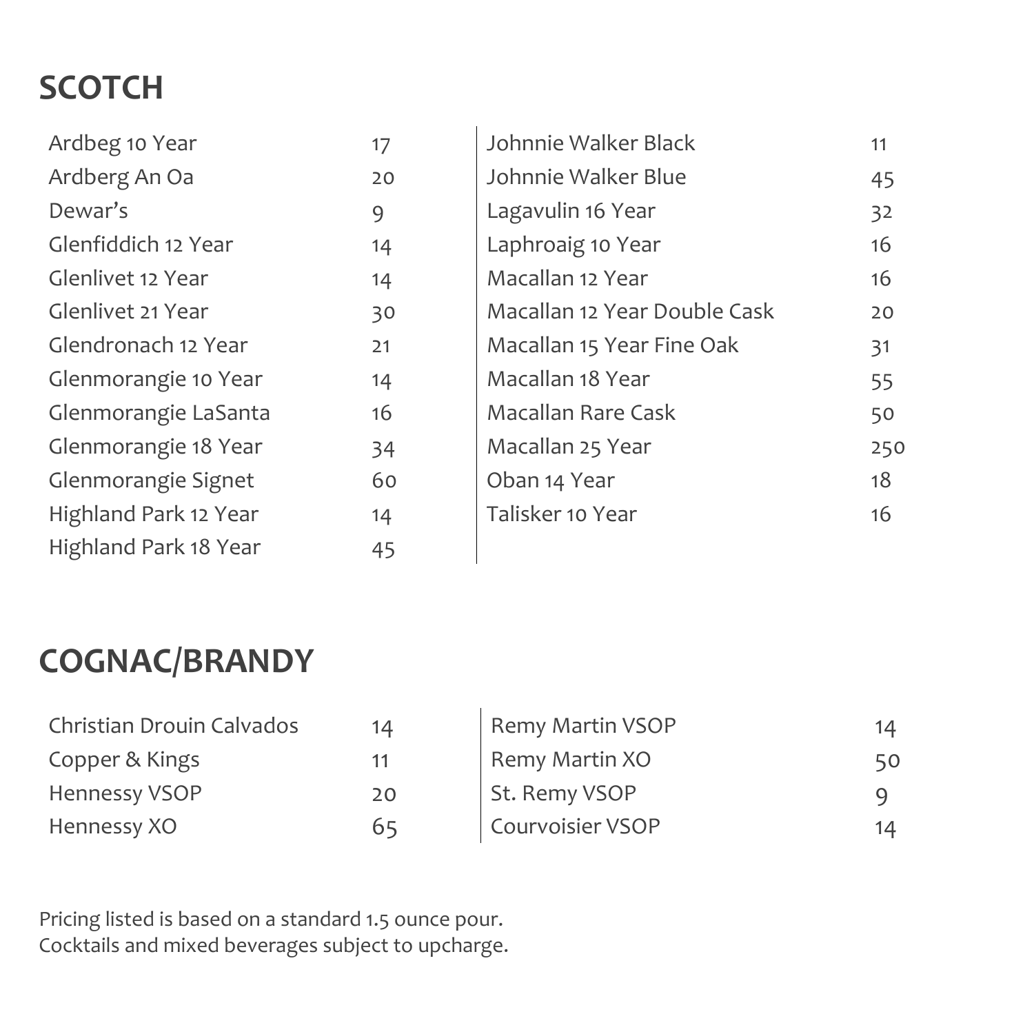## SCOTCH

| | |
|---|---|
| Ardbeg 10 Year | 17 |
| Ardberg An Oa | 20 |
| Dewar's | 9 |
| Glenfiddich 12 Year | 14 |
| Glenlivet 12 Year | 14 |
| Glenlivet 21 Year | 30 |
| Glendronach 12 Year | 21 |
| Glenmorangie 10 Year | 14 |
| Glenmorangie LaSanta | 16 |
| Glenmorangie 18 Year | 34 |
| Glenmorangie Signet | 60 |
| Highland Park 12 Year | 14 |
| Highland Park 18 Year | 45 |
| Johnnie Walker Black | 11 |
| Johnnie Walker Blue | 45 |
| Lagavulin 16 Year | 32 |
| Laphroaig 10 Year | 16 |
| Macallan 12 Year | 16 |
| Macallan 12 Year Double Cask | 20 |
| Macallan 15 Year Fine Oak | 31 |
| Macallan 18 Year | 55 |
| Macallan Rare Cask | 50 |
| Macallan 25 Year | 250 |
| Oban 14 Year | 18 |
| Talisker 10 Year | 16 |

## COGNAC/BRANDY

| | |
|---|---|
| Christian Drouin Calvados | 14 |
| Copper & Kings | 11 |
| Hennessy VSOP | 20 |
| Hennessy XO | 65 |
| Remy Martin VSOP | 14 |
| Remy Martin XO | 50 |
| St. Remy VSOP | 9 |
| Courvoisier VSOP | 14 |

Pricing listed is based on a standard 1.5 ounce pour.
Cocktails and mixed beverages subject to upcharge.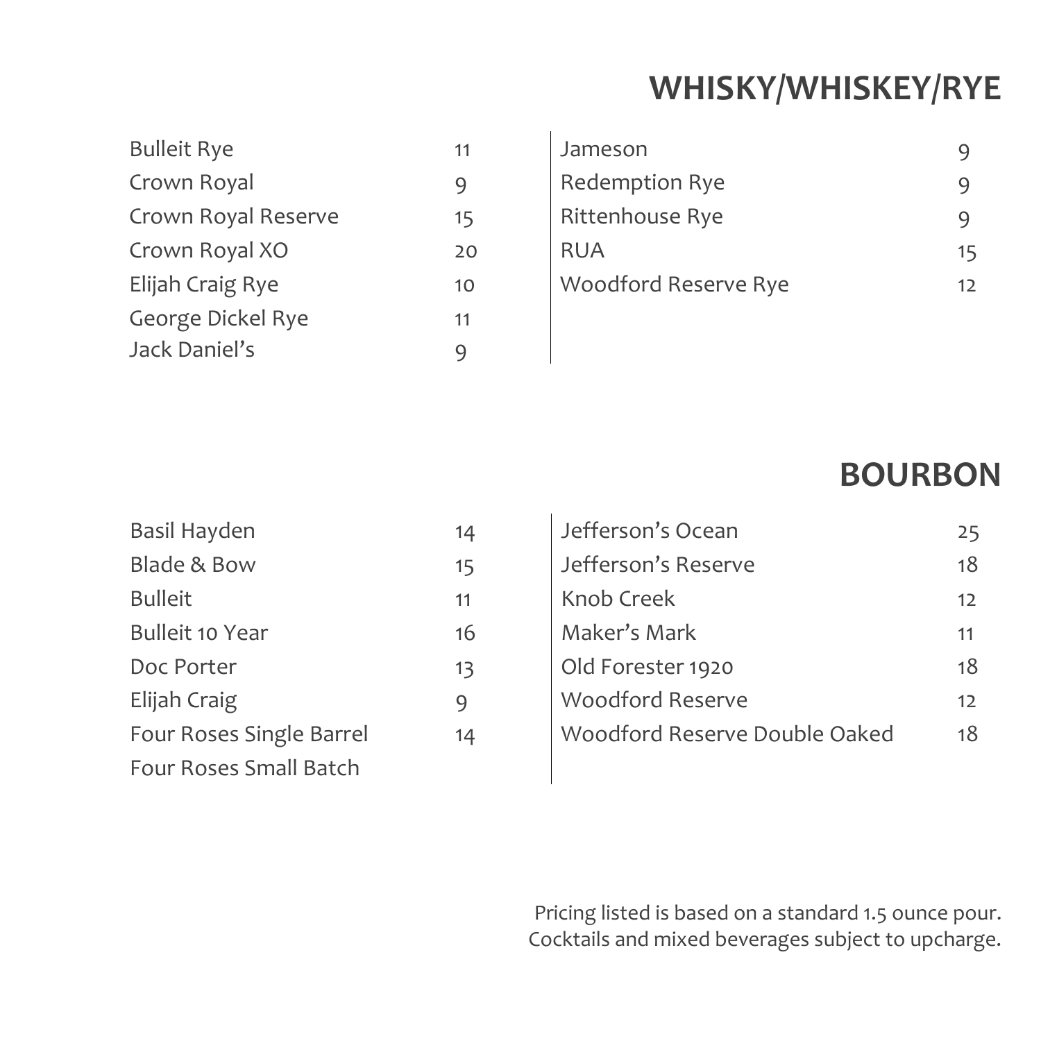## WHISKY/WHISKEY/RYE

| Item | Price |
|---|---|
| Bulleit Rye | 11 |
| Crown Royal | 9 |
| Crown Royal Reserve | 15 |
| Crown Royal XO | 20 |
| Elijah Craig Rye | 10 |
| George Dickel Rye | 11 |
| Jack Daniel's | 9 |
| Jameson | 9 |
| Redemption Rye | 9 |
| Rittenhouse Rye | 9 |
| RUA | 15 |
| Woodford Reserve Rye | 12 |

## BOURBON

| Item | Price |
|---|---|
| Basil Hayden | 14 |
| Blade & Bow | 15 |
| Bulleit | 11 |
| Bulleit 10 Year | 16 |
| Doc Porter | 13 |
| Elijah Craig | 9 |
| Four Roses Single Barrel | 14 |
| Four Roses Small Batch | |
| Jefferson's Ocean | 25 |
| Jefferson's Reserve | 18 |
| Knob Creek | 12 |
| Maker's Mark | 11 |
| Old Forester 1920 | 18 |
| Woodford Reserve | 12 |
| Woodford Reserve Double Oaked | 18 |

Pricing listed is based on a standard 1.5 ounce pour.
Cocktails and mixed beverages subject to upcharge.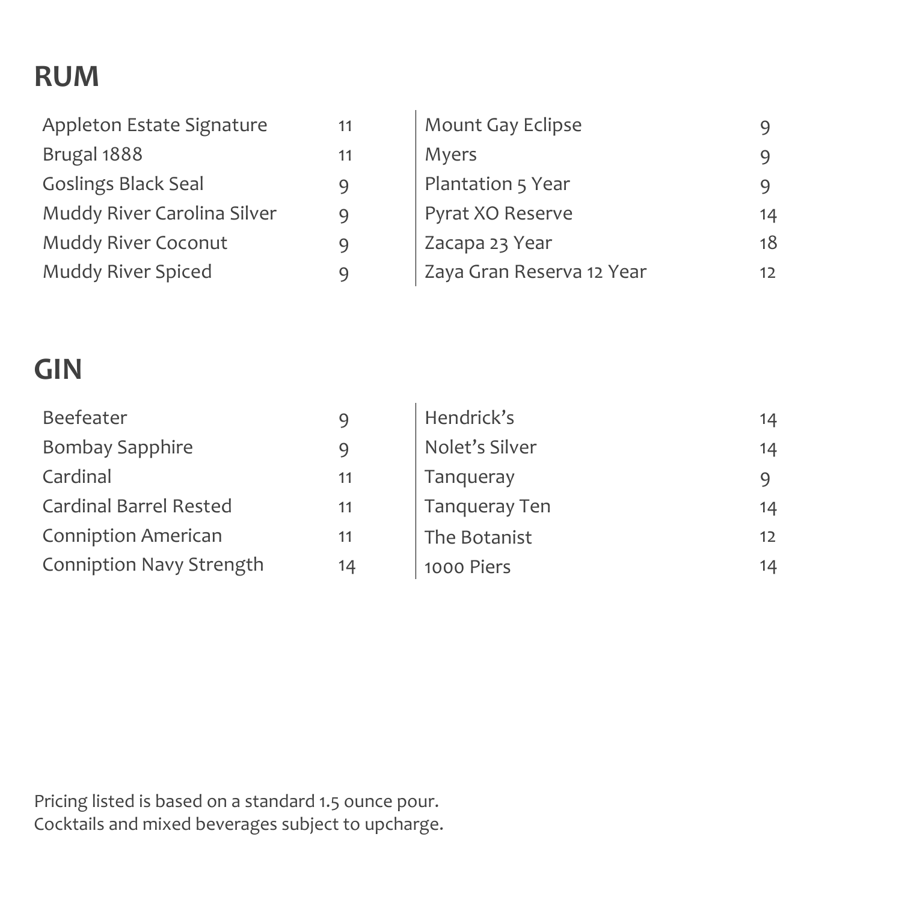## RUM

| | |
|---|---|
| Appleton Estate Signature | 11 |
| Brugal 1888 | 11 |
| Goslings Black Seal | 9 |
| Muddy River Carolina Silver | 9 |
| Muddy River Coconut | 9 |
| Muddy River Spiced | 9 |
| Mount Gay Eclipse | 9 |
| Myers | 9 |
| Plantation 5 Year | 9 |
| Pyrat XO Reserve | 14 |
| Zacapa 23 Year | 18 |
| Zaya Gran Reserva 12 Year | 12 |

## GIN

| | |
|---|---|
| Beefeater | 9 |
| Bombay Sapphire | 9 |
| Cardinal | 11 |
| Cardinal Barrel Rested | 11 |
| Conniption American | 11 |
| Conniption Navy Strength | 14 |
| Hendrick's | 14 |
| Nolet's Silver | 14 |
| Tanqueray | 9 |
| Tanqueray Ten | 14 |
| The Botanist | 12 |
| 1000 Piers | 14 |

Pricing listed is based on a standard 1.5 ounce pour.
Cocktails and mixed beverages subject to upcharge.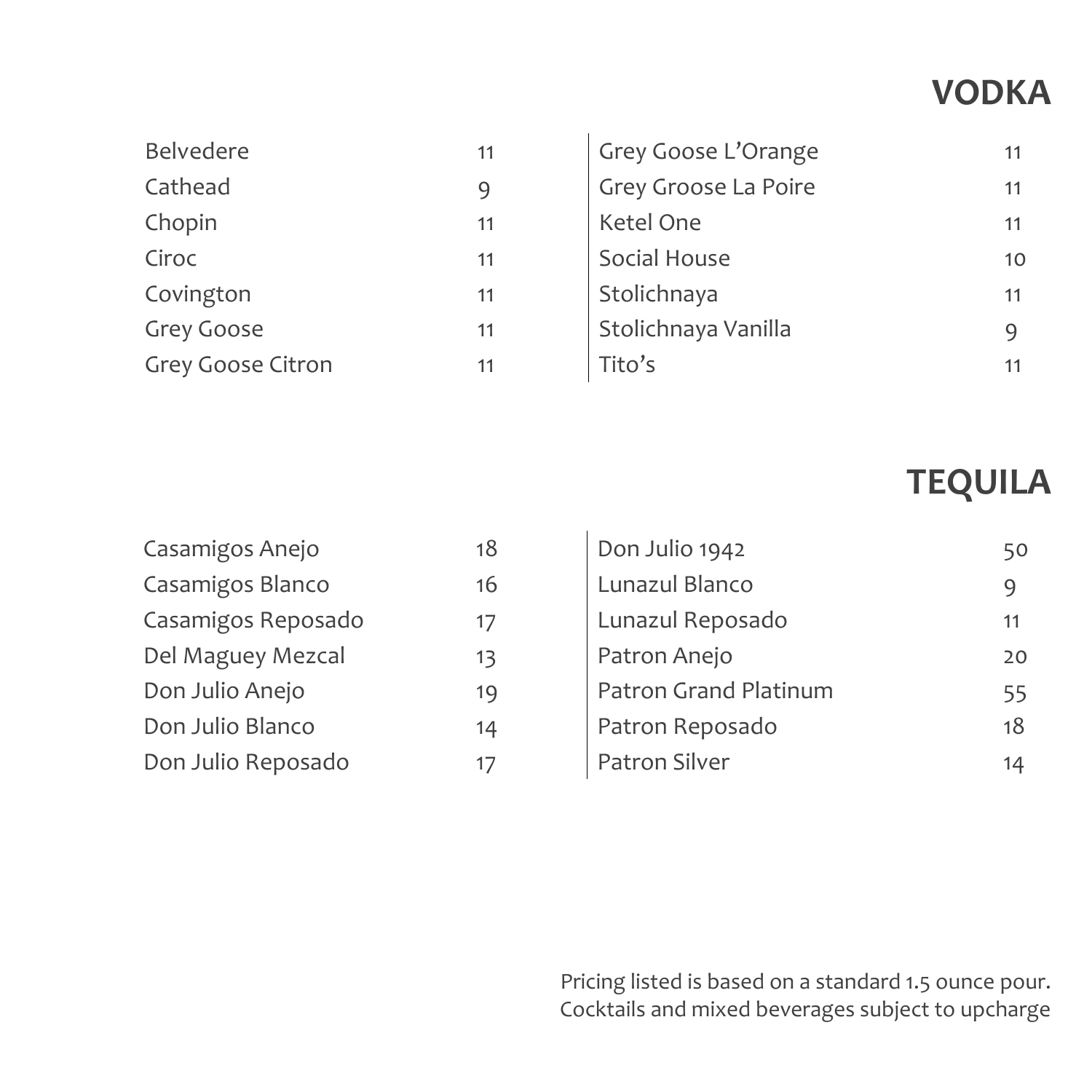# VODKA

| | | | |
|---|---|---|---|
| Belvedere | 11 | Grey Goose L'Orange | 11 |
| Cathead | 9 | Grey Groose La Poire | 11 |
| Chopin | 11 | Ketel One | 11 |
| Ciroc | 11 | Social House | 10 |
| Covington | 11 | Stolichnaya | 11 |
| Grey Goose | 11 | Stolichnaya Vanilla | 9 |
| Grey Goose Citron | 11 | Tito's | 11 |

# TEQUILA

| | | | |
|---|---|---|---|
| Casamigos Anejo | 18 | Don Julio 1942 | 50 |
| Casamigos Blanco | 16 | Lunazul Blanco | 9 |
| Casamigos Reposado | 17 | Lunazul Reposado | 11 |
| Del Maguey Mezcal | 13 | Patron Anejo | 20 |
| Don Julio Anejo | 19 | Patron Grand Platinum | 55 |
| Don Julio Blanco | 14 | Patron Reposado | 18 |
| Don Julio Reposado | 17 | Patron Silver | 14 |

Pricing listed is based on a standard 1.5 ounce pour.
Cocktails and mixed beverages subject to upcharge